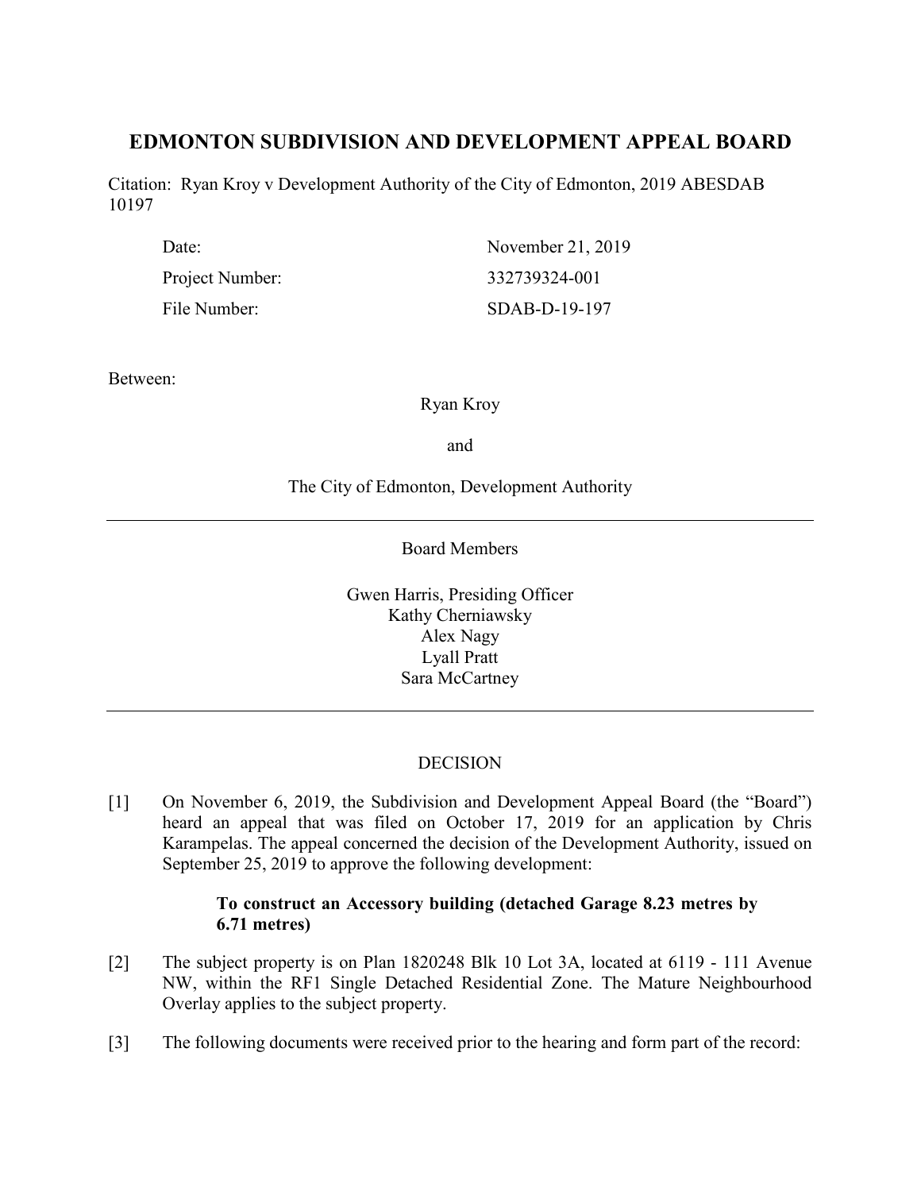# EDMONTON SUBDIVISION AND DEVELOPMENT APPEAL BOARD

Citation: Ryan Kroy v Development Authority of the City of Edmonton, 2019 ABESDAB 10197

| | |
|---|---|
| Date: | November 21, 2019 |
| Project Number: | 332739324-001 |
| File Number: | SDAB-D-19-197 |

Between:

Ryan Kroy

and

The City of Edmonton, Development Authority

---

Board Members

Gwen Harris, Presiding Officer
Kathy Cherniawsky
Alex Nagy
Lyall Pratt
Sara McCartney

---

DECISION

[1] On November 6, 2019, the Subdivision and Development Appeal Board (the "Board") heard an appeal that was filed on October 17, 2019 for an application by Chris Karampelas. The appeal concerned the decision of the Development Authority, issued on September 25, 2019 to approve the following development:

> **To construct an Accessory building (detached Garage 8.23 metres by 6.71 metres)**

[2] The subject property is on Plan 1820248 Blk 10 Lot 3A, located at 6119 - 111 Avenue NW, within the RF1 Single Detached Residential Zone. The Mature Neighbourhood Overlay applies to the subject property.

[3] The following documents were received prior to the hearing and form part of the record: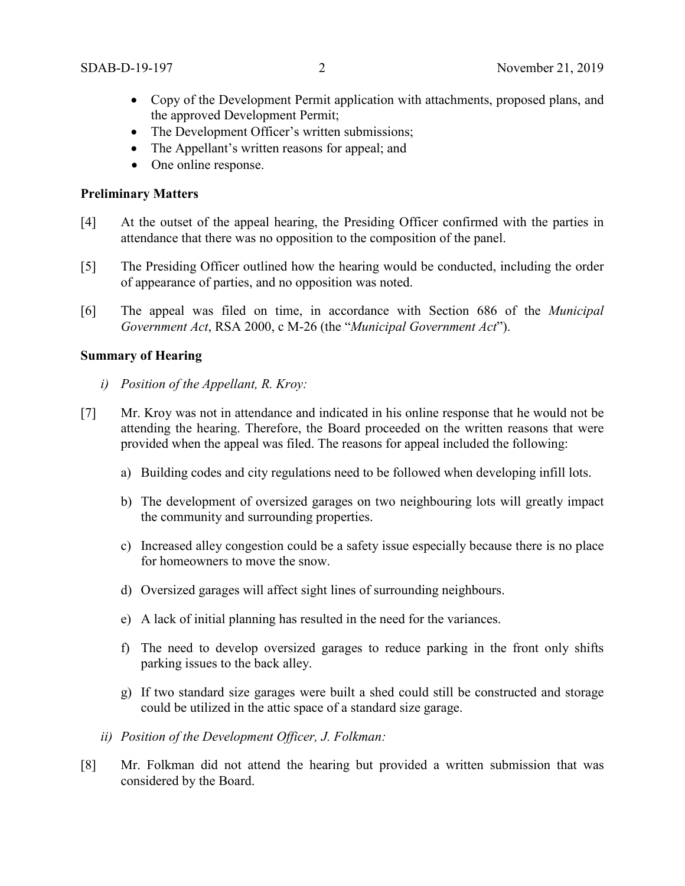- Copy of the Development Permit application with attachments, proposed plans, and the approved Development Permit;
- The Development Officer's written submissions;
- The Appellant's written reasons for appeal; and
- One online response.

**Preliminary Matters**

[4] At the outset of the appeal hearing, the Presiding Officer confirmed with the parties in attendance that there was no opposition to the composition of the panel.

[5] The Presiding Officer outlined how the hearing would be conducted, including the order of appearance of parties, and no opposition was noted.

[6] The appeal was filed on time, in accordance with Section 686 of the *Municipal Government Act*, RSA 2000, c M-26 (the "*Municipal Government Act*").

**Summary of Hearing**

*i) Position of the Appellant, R. Kroy:*

[7] Mr. Kroy was not in attendance and indicated in his online response that he would not be attending the hearing. Therefore, the Board proceeded on the written reasons that were provided when the appeal was filed. The reasons for appeal included the following:

a) Building codes and city regulations need to be followed when developing infill lots.

b) The development of oversized garages on two neighbouring lots will greatly impact the community and surrounding properties.

c) Increased alley congestion could be a safety issue especially because there is no place for homeowners to move the snow.

d) Oversized garages will affect sight lines of surrounding neighbours.

e) A lack of initial planning has resulted in the need for the variances.

f) The need to develop oversized garages to reduce parking in the front only shifts parking issues to the back alley.

g) If two standard size garages were built a shed could still be constructed and storage could be utilized in the attic space of a standard size garage.

*ii) Position of the Development Officer, J. Folkman:*

[8] Mr. Folkman did not attend the hearing but provided a written submission that was considered by the Board.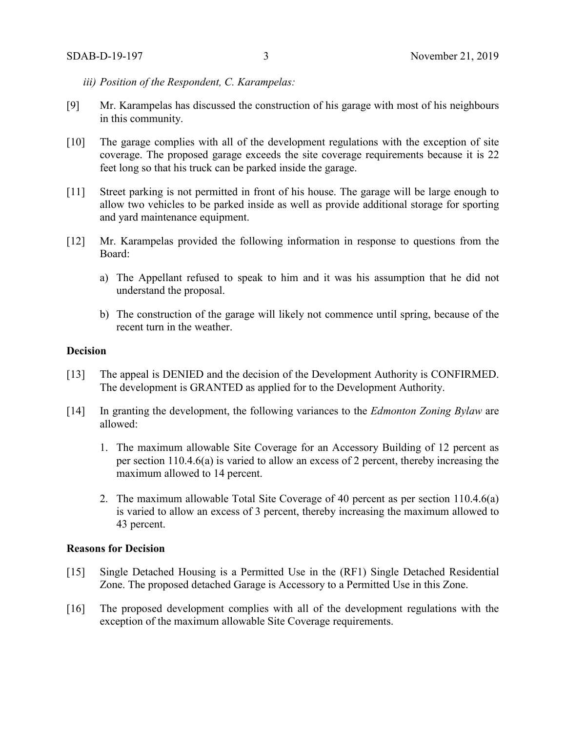*iii) Position of the Respondent, C. Karampelas:*

[9] Mr. Karampelas has discussed the construction of his garage with most of his neighbours in this community.

[10] The garage complies with all of the development regulations with the exception of site coverage. The proposed garage exceeds the site coverage requirements because it is 22 feet long so that his truck can be parked inside the garage.

[11] Street parking is not permitted in front of his house. The garage will be large enough to allow two vehicles to be parked inside as well as provide additional storage for sporting and yard maintenance equipment.

[12] Mr. Karampelas provided the following information in response to questions from the Board:

a) The Appellant refused to speak to him and it was his assumption that he did not understand the proposal.

b) The construction of the garage will likely not commence until spring, because of the recent turn in the weather.

**Decision**

[13] The appeal is DENIED and the decision of the Development Authority is CONFIRMED. The development is GRANTED as applied for to the Development Authority.

[14] In granting the development, the following variances to the *Edmonton Zoning Bylaw* are allowed:

1. The maximum allowable Site Coverage for an Accessory Building of 12 percent as per section 110.4.6(a) is varied to allow an excess of 2 percent, thereby increasing the maximum allowed to 14 percent.

2. The maximum allowable Total Site Coverage of 40 percent as per section 110.4.6(a) is varied to allow an excess of 3 percent, thereby increasing the maximum allowed to 43 percent.

**Reasons for Decision**

[15] Single Detached Housing is a Permitted Use in the (RF1) Single Detached Residential Zone. The proposed detached Garage is Accessory to a Permitted Use in this Zone.

[16] The proposed development complies with all of the development regulations with the exception of the maximum allowable Site Coverage requirements.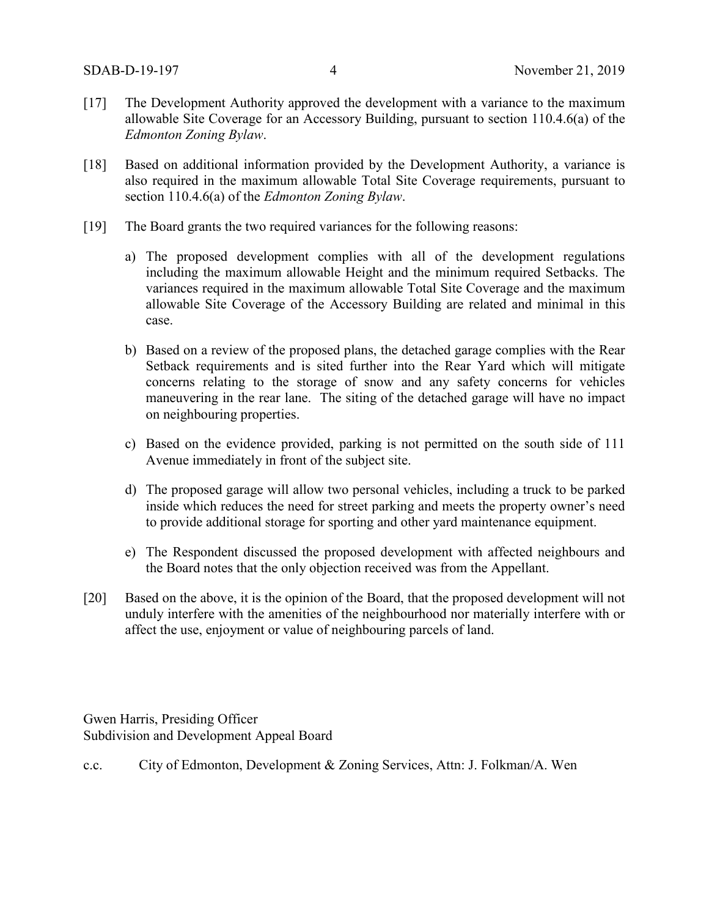[17] The Development Authority approved the development with a variance to the maximum allowable Site Coverage for an Accessory Building, pursuant to section 110.4.6(a) of the *Edmonton Zoning Bylaw*.

[18] Based on additional information provided by the Development Authority, a variance is also required in the maximum allowable Total Site Coverage requirements, pursuant to section 110.4.6(a) of the *Edmonton Zoning Bylaw*.

[19] The Board grants the two required variances for the following reasons:

a) The proposed development complies with all of the development regulations including the maximum allowable Height and the minimum required Setbacks. The variances required in the maximum allowable Total Site Coverage and the maximum allowable Site Coverage of the Accessory Building are related and minimal in this case.

b) Based on a review of the proposed plans, the detached garage complies with the Rear Setback requirements and is sited further into the Rear Yard which will mitigate concerns relating to the storage of snow and any safety concerns for vehicles maneuvering in the rear lane. The siting of the detached garage will have no impact on neighbouring properties.

c) Based on the evidence provided, parking is not permitted on the south side of 111 Avenue immediately in front of the subject site.

d) The proposed garage will allow two personal vehicles, including a truck to be parked inside which reduces the need for street parking and meets the property owner's need to provide additional storage for sporting and other yard maintenance equipment.

e) The Respondent discussed the proposed development with affected neighbours and the Board notes that the only objection received was from the Appellant.

[20] Based on the above, it is the opinion of the Board, that the proposed development will not unduly interfere with the amenities of the neighbourhood nor materially interfere with or affect the use, enjoyment or value of neighbouring parcels of land.

Gwen Harris, Presiding Officer
Subdivision and Development Appeal Board

c.c. City of Edmonton, Development & Zoning Services, Attn: J. Folkman/A. Wen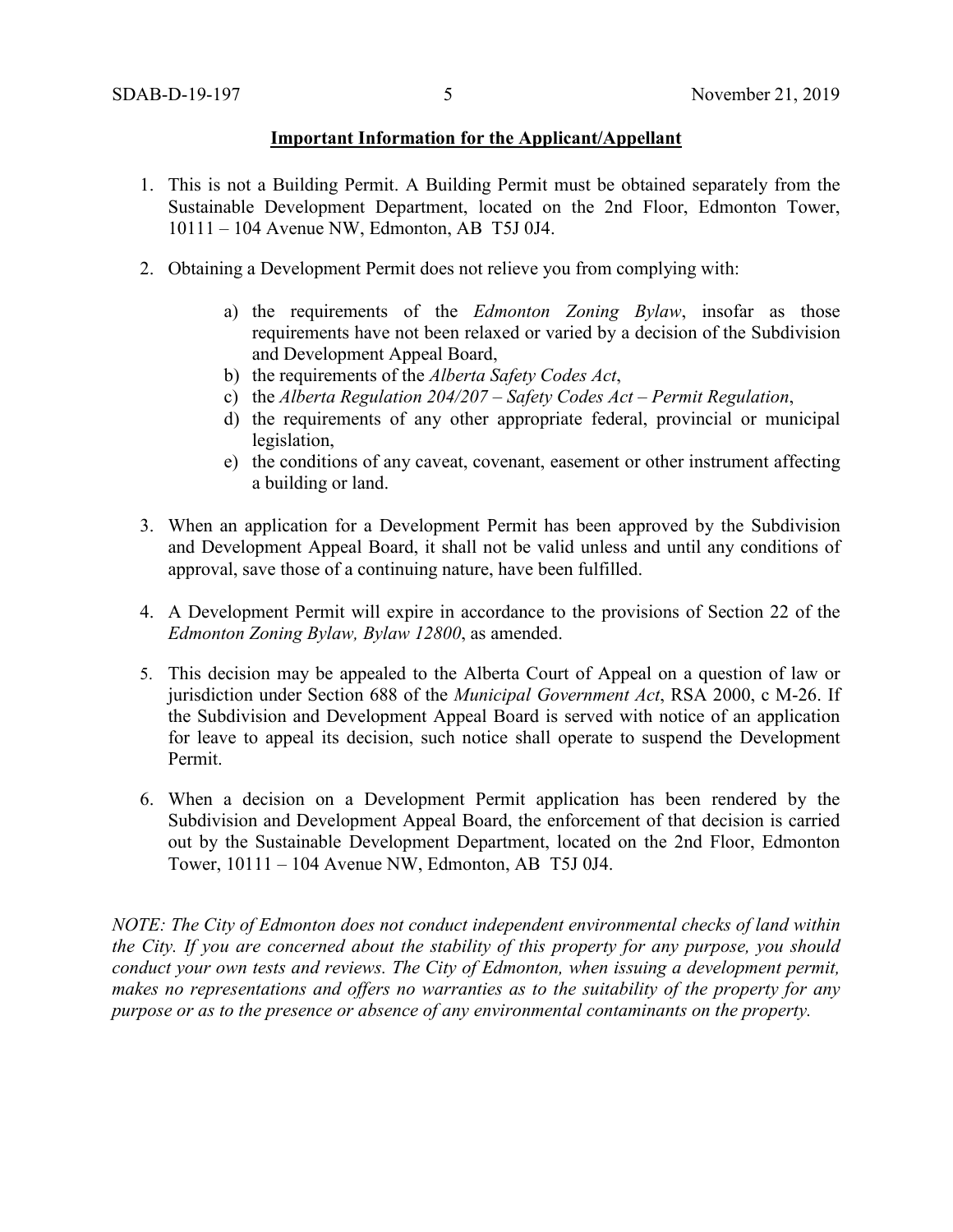**Important Information for the Applicant/Appellant**

1. This is not a Building Permit. A Building Permit must be obtained separately from the Sustainable Development Department, located on the 2nd Floor, Edmonton Tower, 10111 – 104 Avenue NW, Edmonton, AB T5J 0J4.

2. Obtaining a Development Permit does not relieve you from complying with:

    a) the requirements of the *Edmonton Zoning Bylaw*, insofar as those requirements have not been relaxed or varied by a decision of the Subdivision and Development Appeal Board,
    b) the requirements of the *Alberta Safety Codes Act*,
    c) the *Alberta Regulation 204/207 – Safety Codes Act – Permit Regulation*,
    d) the requirements of any other appropriate federal, provincial or municipal legislation,
    e) the conditions of any caveat, covenant, easement or other instrument affecting a building or land.

3. When an application for a Development Permit has been approved by the Subdivision and Development Appeal Board, it shall not be valid unless and until any conditions of approval, save those of a continuing nature, have been fulfilled.

4. A Development Permit will expire in accordance to the provisions of Section 22 of the *Edmonton Zoning Bylaw, Bylaw 12800*, as amended.

5. This decision may be appealed to the Alberta Court of Appeal on a question of law or jurisdiction under Section 688 of the *Municipal Government Act*, RSA 2000, c M-26. If the Subdivision and Development Appeal Board is served with notice of an application for leave to appeal its decision, such notice shall operate to suspend the Development Permit.

6. When a decision on a Development Permit application has been rendered by the Subdivision and Development Appeal Board, the enforcement of that decision is carried out by the Sustainable Development Department, located on the 2nd Floor, Edmonton Tower, 10111 – 104 Avenue NW, Edmonton, AB T5J 0J4.

*NOTE: The City of Edmonton does not conduct independent environmental checks of land within the City. If you are concerned about the stability of this property for any purpose, you should conduct your own tests and reviews. The City of Edmonton, when issuing a development permit, makes no representations and offers no warranties as to the suitability of the property for any purpose or as to the presence or absence of any environmental contaminants on the property.*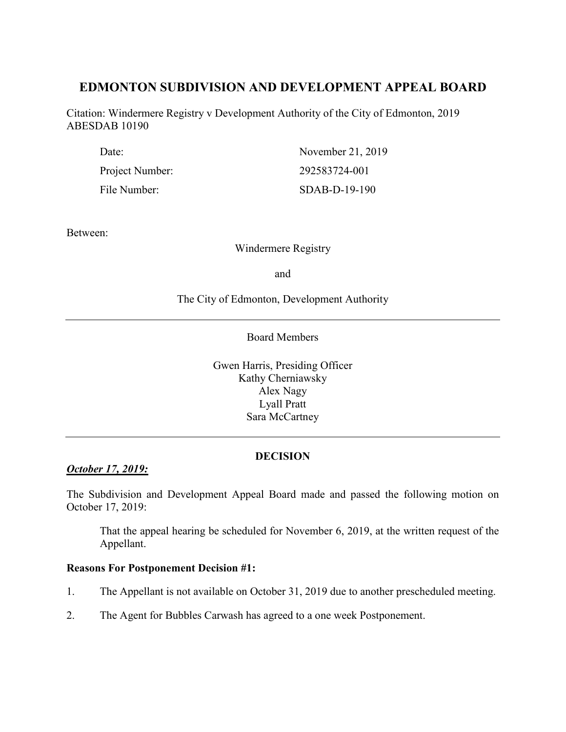# EDMONTON SUBDIVISION AND DEVELOPMENT APPEAL BOARD

Citation: Windermere Registry v Development Authority of the City of Edmonton, 2019 ABESDAB 10190

| | |
|---|---|
| Date: | November 21, 2019 |
| Project Number: | 292583724-001 |
| File Number: | SDAB-D-19-190 |

Between:

Windermere Registry

and

The City of Edmonton, Development Authority

---

Board Members

Gwen Harris, Presiding Officer
Kathy Cherniawsky
Alex Nagy
Lyall Pratt
Sara McCartney

---

**DECISION**

***October 17, 2019:***

The Subdivision and Development Appeal Board made and passed the following motion on October 17, 2019:

> That the appeal hearing be scheduled for November 6, 2019, at the written request of the Appellant.

**Reasons For Postponement Decision #1:**

1. The Appellant is not available on October 31, 2019 due to another prescheduled meeting.
2. The Agent for Bubbles Carwash has agreed to a one week Postponement.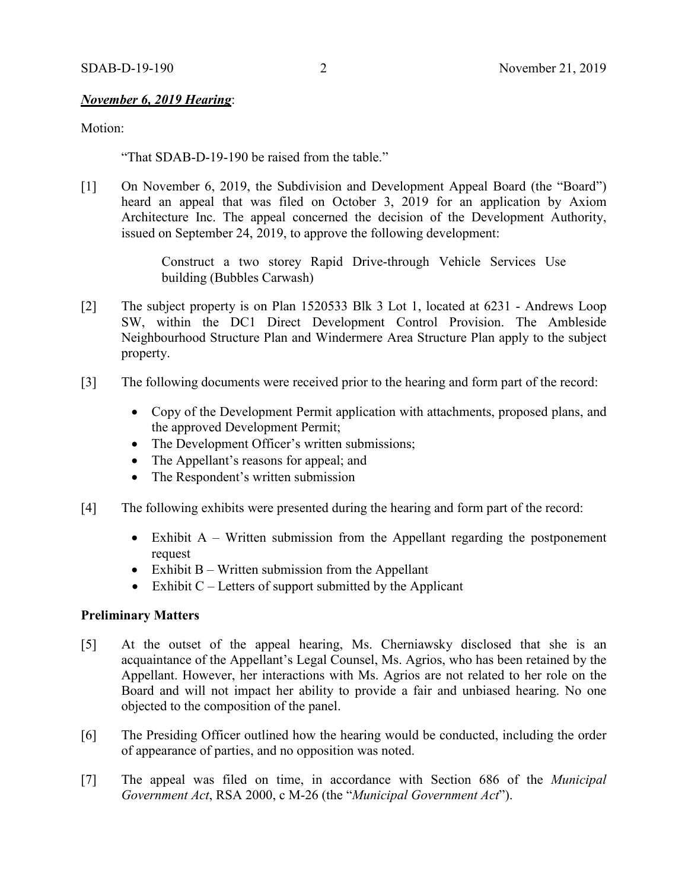***November 6, 2019 Hearing***:

Motion:

"That SDAB-D-19-190 be raised from the table."

[1] On November 6, 2019, the Subdivision and Development Appeal Board (the "Board") heard an appeal that was filed on October 3, 2019 for an application by Axiom Architecture Inc. The appeal concerned the decision of the Development Authority, issued on September 24, 2019, to approve the following development:

> Construct a two storey Rapid Drive-through Vehicle Services Use building (Bubbles Carwash)

[2] The subject property is on Plan 1520533 Blk 3 Lot 1, located at 6231 - Andrews Loop SW, within the DC1 Direct Development Control Provision. The Ambleside Neighbourhood Structure Plan and Windermere Area Structure Plan apply to the subject property.

[3] The following documents were received prior to the hearing and form part of the record:

- Copy of the Development Permit application with attachments, proposed plans, and the approved Development Permit;
- The Development Officer's written submissions;
- The Appellant's reasons for appeal; and
- The Respondent's written submission

[4] The following exhibits were presented during the hearing and form part of the record:

- Exhibit A – Written submission from the Appellant regarding the postponement request
- Exhibit B – Written submission from the Appellant
- Exhibit C – Letters of support submitted by the Applicant

**Preliminary Matters**

[5] At the outset of the appeal hearing, Ms. Cherniawsky disclosed that she is an acquaintance of the Appellant's Legal Counsel, Ms. Agrios, who has been retained by the Appellant. However, her interactions with Ms. Agrios are not related to her role on the Board and will not impact her ability to provide a fair and unbiased hearing. No one objected to the composition of the panel.

[6] The Presiding Officer outlined how the hearing would be conducted, including the order of appearance of parties, and no opposition was noted.

[7] The appeal was filed on time, in accordance with Section 686 of the *Municipal Government Act*, RSA 2000, c M-26 (the "*Municipal Government Act*").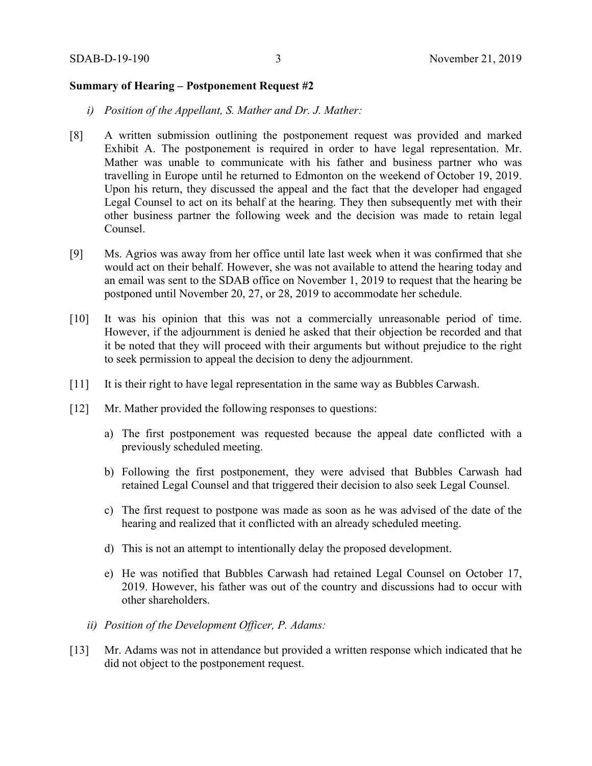**Summary of Hearing – Postponement Request #2**

*i) Position of the Appellant, S. Mather and Dr. J. Mather:*

[8] A written submission outlining the postponement request was provided and marked Exhibit A. The postponement is required in order to have legal representation. Mr. Mather was unable to communicate with his father and business partner who was travelling in Europe until he returned to Edmonton on the weekend of October 19, 2019. Upon his return, they discussed the appeal and the fact that the developer had engaged Legal Counsel to act on its behalf at the hearing. They then subsequently met with their other business partner the following week and the decision was made to retain legal Counsel.

[9] Ms. Agrios was away from her office until late last week when it was confirmed that she would act on their behalf. However, she was not available to attend the hearing today and an email was sent to the SDAB office on November 1, 2019 to request that the hearing be postponed until November 20, 27, or 28, 2019 to accommodate her schedule.

[10] It was his opinion that this was not a commercially unreasonable period of time. However, if the adjournment is denied he asked that their objection be recorded and that it be noted that they will proceed with their arguments but without prejudice to the right to seek permission to appeal the decision to deny the adjournment.

[11] It is their right to have legal representation in the same way as Bubbles Carwash.

[12] Mr. Mather provided the following responses to questions:

a) The first postponement was requested because the appeal date conflicted with a previously scheduled meeting.

b) Following the first postponement, they were advised that Bubbles Carwash had retained Legal Counsel and that triggered their decision to also seek Legal Counsel.

c) The first request to postpone was made as soon as he was advised of the date of the hearing and realized that it conflicted with an already scheduled meeting.

d) This is not an attempt to intentionally delay the proposed development.

e) He was notified that Bubbles Carwash had retained Legal Counsel on October 17, 2019. However, his father was out of the country and discussions had to occur with other shareholders.

*ii) Position of the Development Officer, P. Adams:*

[13] Mr. Adams was not in attendance but provided a written response which indicated that he did not object to the postponement request.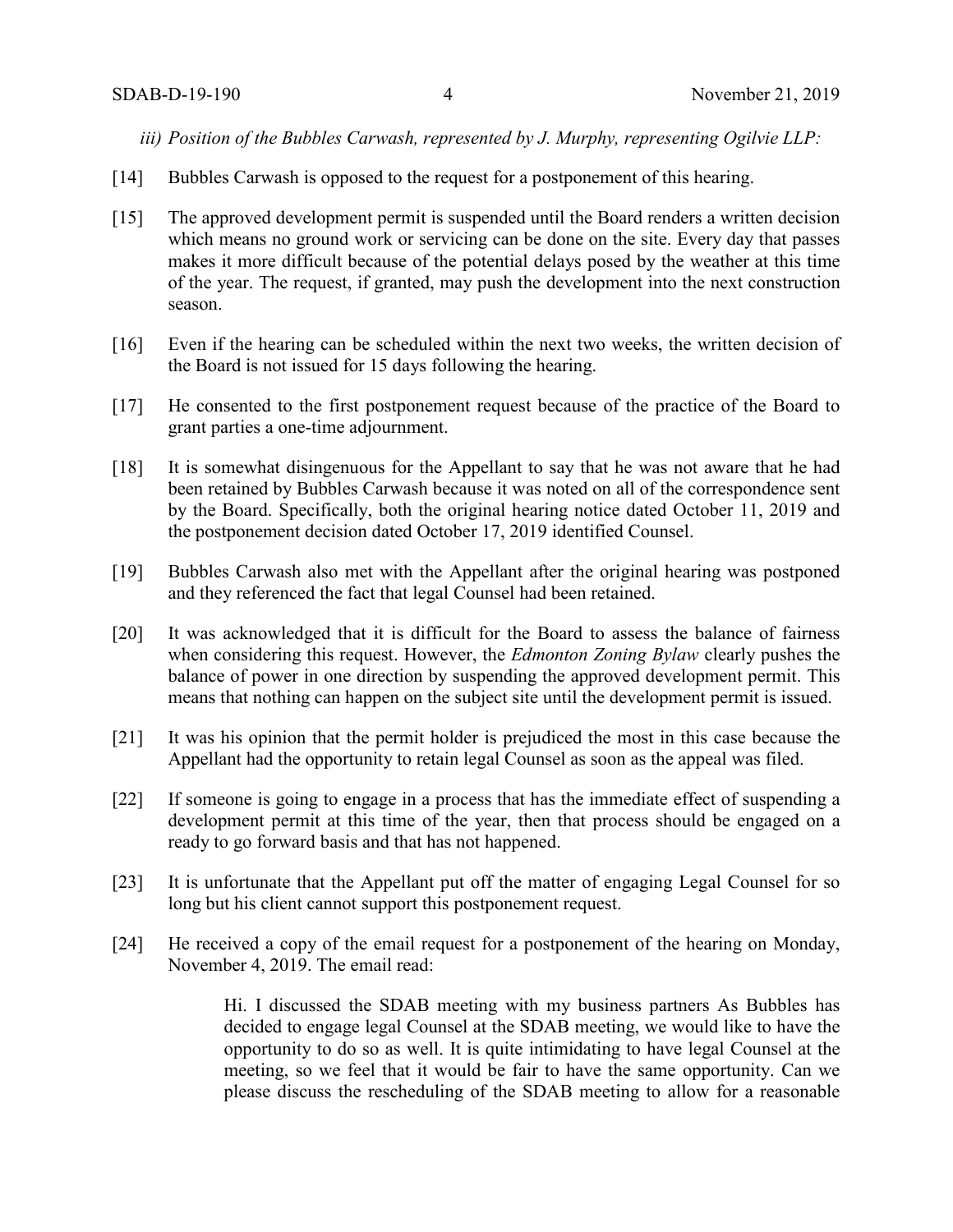*iii) Position of the Bubbles Carwash, represented by J. Murphy, representing Ogilvie LLP:*

[14] Bubbles Carwash is opposed to the request for a postponement of this hearing.

[15] The approved development permit is suspended until the Board renders a written decision which means no ground work or servicing can be done on the site. Every day that passes makes it more difficult because of the potential delays posed by the weather at this time of the year. The request, if granted, may push the development into the next construction season.

[16] Even if the hearing can be scheduled within the next two weeks, the written decision of the Board is not issued for 15 days following the hearing.

[17] He consented to the first postponement request because of the practice of the Board to grant parties a one-time adjournment.

[18] It is somewhat disingenuous for the Appellant to say that he was not aware that he had been retained by Bubbles Carwash because it was noted on all of the correspondence sent by the Board. Specifically, both the original hearing notice dated October 11, 2019 and the postponement decision dated October 17, 2019 identified Counsel.

[19] Bubbles Carwash also met with the Appellant after the original hearing was postponed and they referenced the fact that legal Counsel had been retained.

[20] It was acknowledged that it is difficult for the Board to assess the balance of fairness when considering this request. However, the *Edmonton Zoning Bylaw* clearly pushes the balance of power in one direction by suspending the approved development permit. This means that nothing can happen on the subject site until the development permit is issued.

[21] It was his opinion that the permit holder is prejudiced the most in this case because the Appellant had the opportunity to retain legal Counsel as soon as the appeal was filed.

[22] If someone is going to engage in a process that has the immediate effect of suspending a development permit at this time of the year, then that process should be engaged on a ready to go forward basis and that has not happened.

[23] It is unfortunate that the Appellant put off the matter of engaging Legal Counsel for so long but his client cannot support this postponement request.

[24] He received a copy of the email request for a postponement of the hearing on Monday, November 4, 2019. The email read:

> Hi. I discussed the SDAB meeting with my business partners As Bubbles has decided to engage legal Counsel at the SDAB meeting, we would like to have the opportunity to do so as well. It is quite intimidating to have legal Counsel at the meeting, so we feel that it would be fair to have the same opportunity. Can we please discuss the rescheduling of the SDAB meeting to allow for a reasonable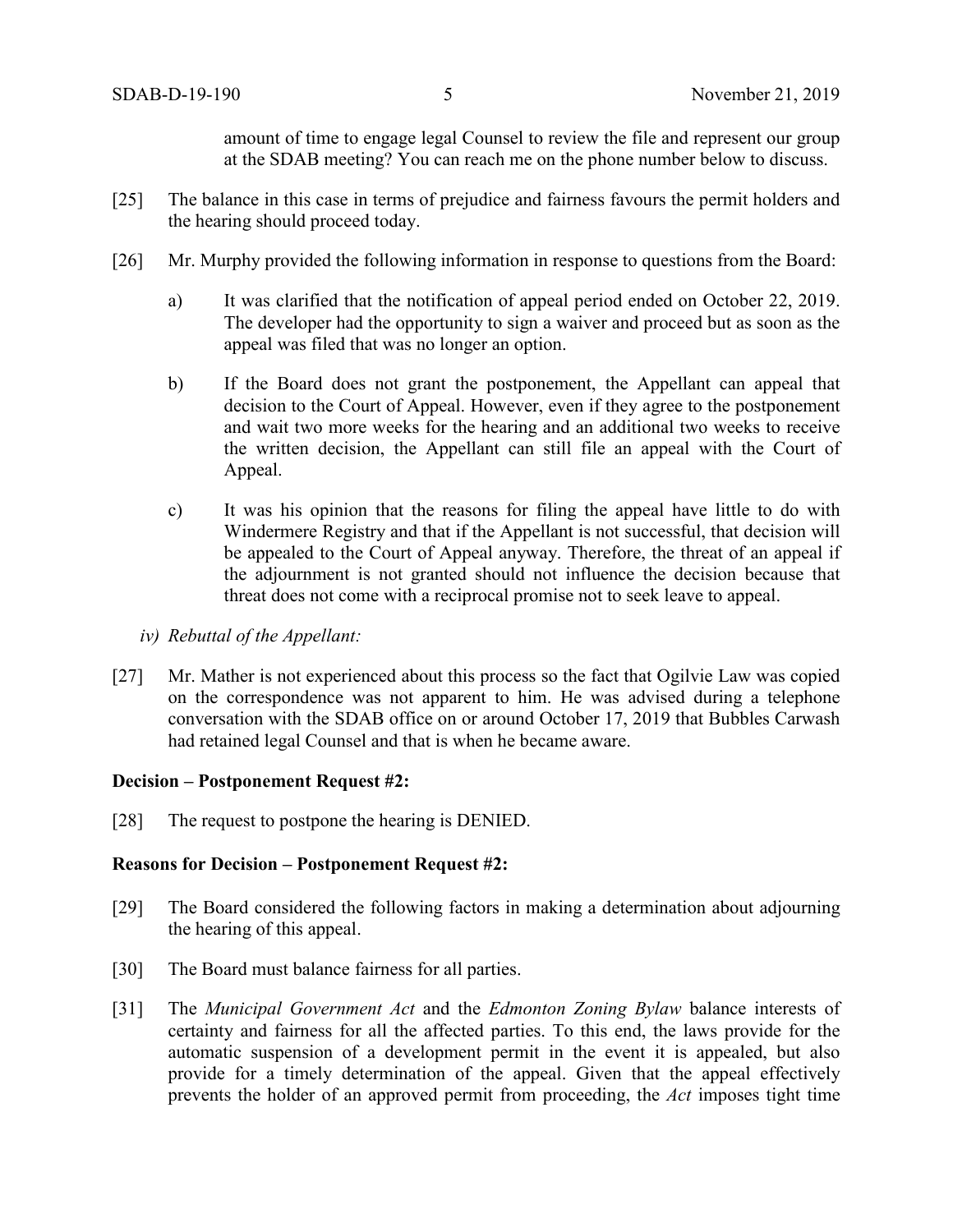amount of time to engage legal Counsel to review the file and represent our group at the SDAB meeting? You can reach me on the phone number below to discuss.

[25] The balance in this case in terms of prejudice and fairness favours the permit holders and the hearing should proceed today.

[26] Mr. Murphy provided the following information in response to questions from the Board:

a) It was clarified that the notification of appeal period ended on October 22, 2019. The developer had the opportunity to sign a waiver and proceed but as soon as the appeal was filed that was no longer an option.

b) If the Board does not grant the postponement, the Appellant can appeal that decision to the Court of Appeal. However, even if they agree to the postponement and wait two more weeks for the hearing and an additional two weeks to receive the written decision, the Appellant can still file an appeal with the Court of Appeal.

c) It was his opinion that the reasons for filing the appeal have little to do with Windermere Registry and that if the Appellant is not successful, that decision will be appealed to the Court of Appeal anyway. Therefore, the threat of an appeal if the adjournment is not granted should not influence the decision because that threat does not come with a reciprocal promise not to seek leave to appeal.

*iv) Rebuttal of the Appellant:*

[27] Mr. Mather is not experienced about this process so the fact that Ogilvie Law was copied on the correspondence was not apparent to him. He was advised during a telephone conversation with the SDAB office on or around October 17, 2019 that Bubbles Carwash had retained legal Counsel and that is when he became aware.

**Decision – Postponement Request #2:**

[28] The request to postpone the hearing is DENIED.

**Reasons for Decision – Postponement Request #2:**

[29] The Board considered the following factors in making a determination about adjourning the hearing of this appeal.

[30] The Board must balance fairness for all parties.

[31] The *Municipal Government Act* and the *Edmonton Zoning Bylaw* balance interests of certainty and fairness for all the affected parties. To this end, the laws provide for the automatic suspension of a development permit in the event it is appealed, but also provide for a timely determination of the appeal. Given that the appeal effectively prevents the holder of an approved permit from proceeding, the *Act* imposes tight time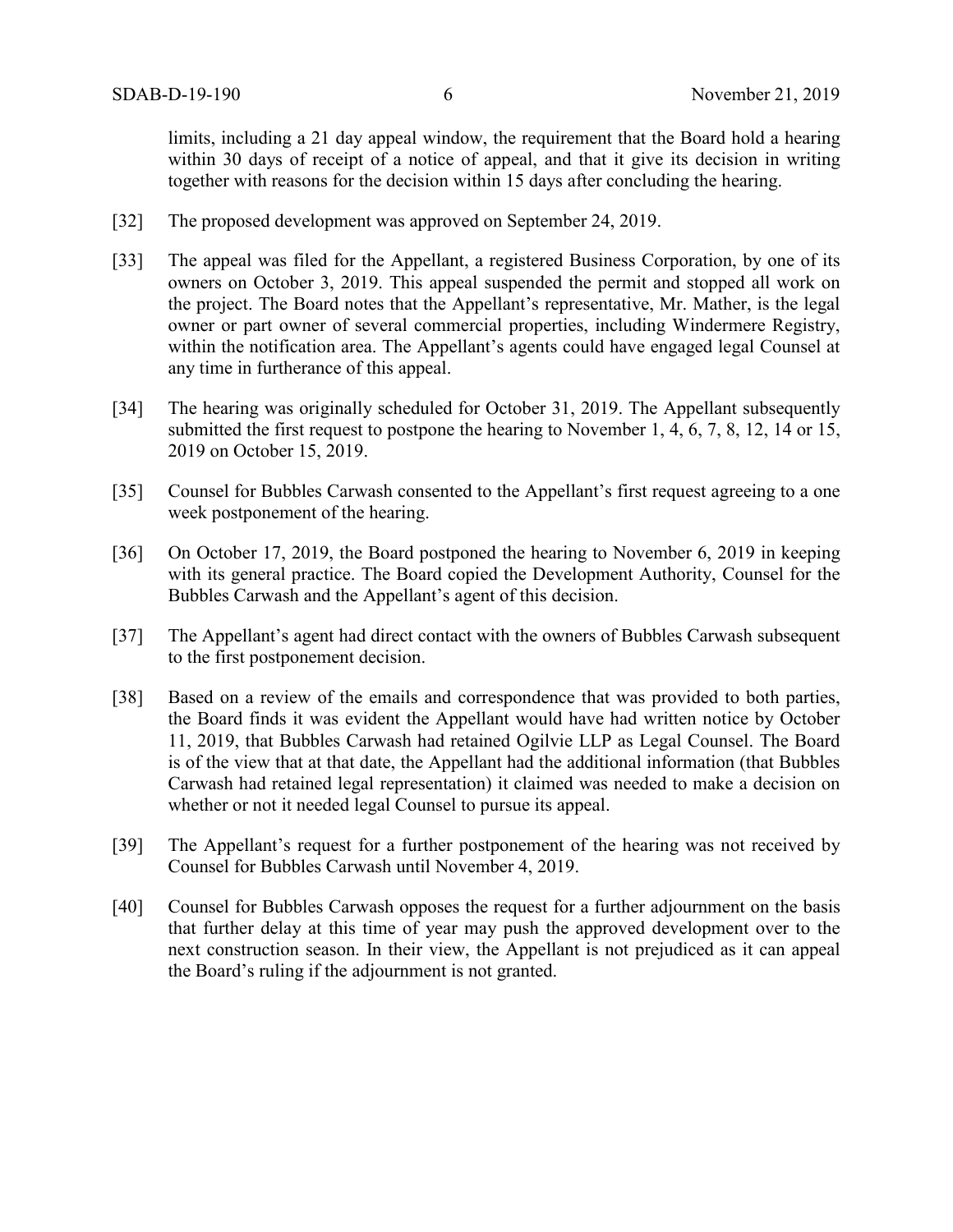limits, including a 21 day appeal window, the requirement that the Board hold a hearing within 30 days of receipt of a notice of appeal, and that it give its decision in writing together with reasons for the decision within 15 days after concluding the hearing.

[32] The proposed development was approved on September 24, 2019.

[33] The appeal was filed for the Appellant, a registered Business Corporation, by one of its owners on October 3, 2019. This appeal suspended the permit and stopped all work on the project. The Board notes that the Appellant's representative, Mr. Mather, is the legal owner or part owner of several commercial properties, including Windermere Registry, within the notification area. The Appellant's agents could have engaged legal Counsel at any time in furtherance of this appeal.

[34] The hearing was originally scheduled for October 31, 2019. The Appellant subsequently submitted the first request to postpone the hearing to November 1, 4, 6, 7, 8, 12, 14 or 15, 2019 on October 15, 2019.

[35] Counsel for Bubbles Carwash consented to the Appellant's first request agreeing to a one week postponement of the hearing.

[36] On October 17, 2019, the Board postponed the hearing to November 6, 2019 in keeping with its general practice. The Board copied the Development Authority, Counsel for the Bubbles Carwash and the Appellant's agent of this decision.

[37] The Appellant's agent had direct contact with the owners of Bubbles Carwash subsequent to the first postponement decision.

[38] Based on a review of the emails and correspondence that was provided to both parties, the Board finds it was evident the Appellant would have had written notice by October 11, 2019, that Bubbles Carwash had retained Ogilvie LLP as Legal Counsel. The Board is of the view that at that date, the Appellant had the additional information (that Bubbles Carwash had retained legal representation) it claimed was needed to make a decision on whether or not it needed legal Counsel to pursue its appeal.

[39] The Appellant's request for a further postponement of the hearing was not received by Counsel for Bubbles Carwash until November 4, 2019.

[40] Counsel for Bubbles Carwash opposes the request for a further adjournment on the basis that further delay at this time of year may push the approved development over to the next construction season. In their view, the Appellant is not prejudiced as it can appeal the Board's ruling if the adjournment is not granted.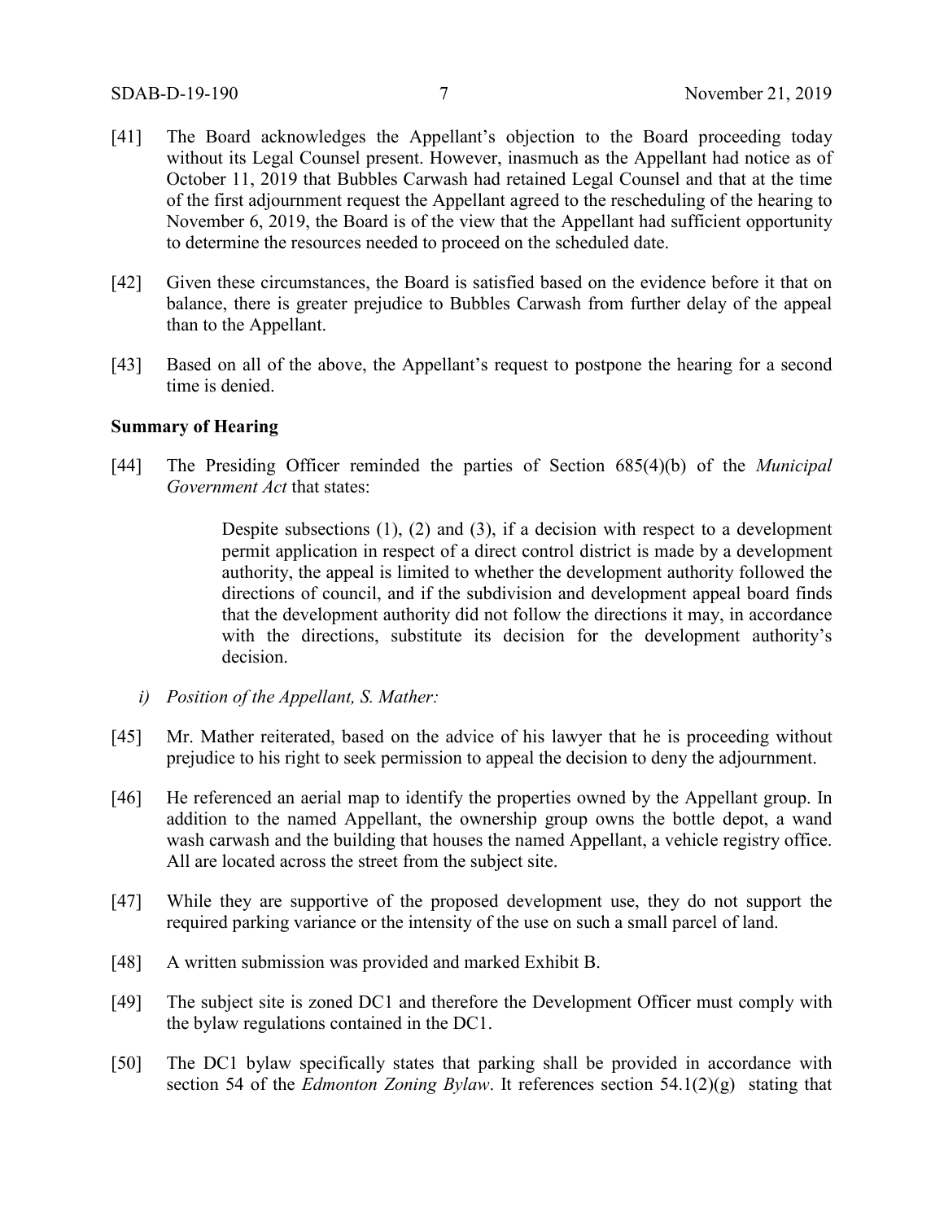[41] The Board acknowledges the Appellant's objection to the Board proceeding today without its Legal Counsel present. However, inasmuch as the Appellant had notice as of October 11, 2019 that Bubbles Carwash had retained Legal Counsel and that at the time of the first adjournment request the Appellant agreed to the rescheduling of the hearing to November 6, 2019, the Board is of the view that the Appellant had sufficient opportunity to determine the resources needed to proceed on the scheduled date.

[42] Given these circumstances, the Board is satisfied based on the evidence before it that on balance, there is greater prejudice to Bubbles Carwash from further delay of the appeal than to the Appellant.

[43] Based on all of the above, the Appellant's request to postpone the hearing for a second time is denied.

**Summary of Hearing**

[44] The Presiding Officer reminded the parties of Section 685(4)(b) of the *Municipal Government Act* that states:

> Despite subsections (1), (2) and (3), if a decision with respect to a development permit application in respect of a direct control district is made by a development authority, the appeal is limited to whether the development authority followed the directions of council, and if the subdivision and development appeal board finds that the development authority did not follow the directions it may, in accordance with the directions, substitute its decision for the development authority's decision.

*i) Position of the Appellant, S. Mather:*

[45] Mr. Mather reiterated, based on the advice of his lawyer that he is proceeding without prejudice to his right to seek permission to appeal the decision to deny the adjournment.

[46] He referenced an aerial map to identify the properties owned by the Appellant group. In addition to the named Appellant, the ownership group owns the bottle depot, a wand wash carwash and the building that houses the named Appellant, a vehicle registry office. All are located across the street from the subject site.

[47] While they are supportive of the proposed development use, they do not support the required parking variance or the intensity of the use on such a small parcel of land.

[48] A written submission was provided and marked Exhibit B.

[49] The subject site is zoned DC1 and therefore the Development Officer must comply with the bylaw regulations contained in the DC1.

[50] The DC1 bylaw specifically states that parking shall be provided in accordance with section 54 of the *Edmonton Zoning Bylaw*. It references section 54.1(2)(g) stating that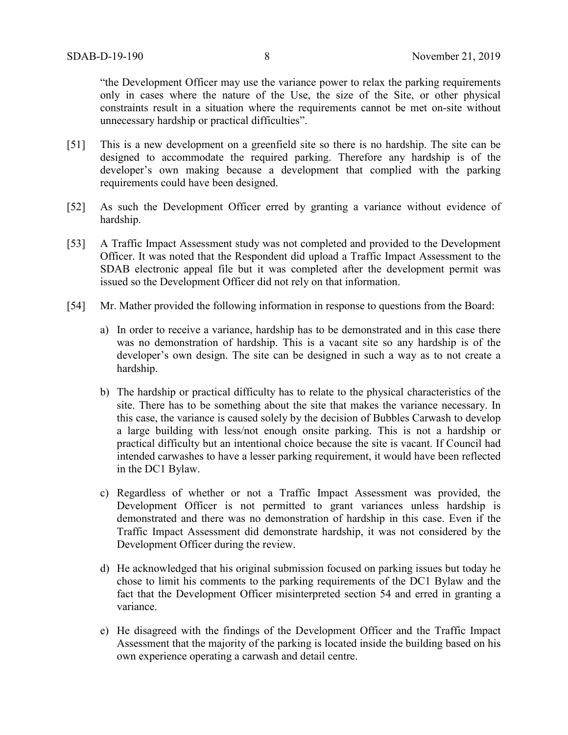"the Development Officer may use the variance power to relax the parking requirements only in cases where the nature of the Use, the size of the Site, or other physical constraints result in a situation where the requirements cannot be met on-site without unnecessary hardship or practical difficulties".

[51] This is a new development on a greenfield site so there is no hardship. The site can be designed to accommodate the required parking. Therefore any hardship is of the developer's own making because a development that complied with the parking requirements could have been designed.

[52] As such the Development Officer erred by granting a variance without evidence of hardship.

[53] A Traffic Impact Assessment study was not completed and provided to the Development Officer. It was noted that the Respondent did upload a Traffic Impact Assessment to the SDAB electronic appeal file but it was completed after the development permit was issued so the Development Officer did not rely on that information.

[54] Mr. Mather provided the following information in response to questions from the Board:

a) In order to receive a variance, hardship has to be demonstrated and in this case there was no demonstration of hardship. This is a vacant site so any hardship is of the developer's own design. The site can be designed in such a way as to not create a hardship.

b) The hardship or practical difficulty has to relate to the physical characteristics of the site. There has to be something about the site that makes the variance necessary. In this case, the variance is caused solely by the decision of Bubbles Carwash to develop a large building with less/not enough onsite parking. This is not a hardship or practical difficulty but an intentional choice because the site is vacant. If Council had intended carwashes to have a lesser parking requirement, it would have been reflected in the DC1 Bylaw.

c) Regardless of whether or not a Traffic Impact Assessment was provided, the Development Officer is not permitted to grant variances unless hardship is demonstrated and there was no demonstration of hardship in this case. Even if the Traffic Impact Assessment did demonstrate hardship, it was not considered by the Development Officer during the review.

d) He acknowledged that his original submission focused on parking issues but today he chose to limit his comments to the parking requirements of the DC1 Bylaw and the fact that the Development Officer misinterpreted section 54 and erred in granting a variance.

e) He disagreed with the findings of the Development Officer and the Traffic Impact Assessment that the majority of the parking is located inside the building based on his own experience operating a carwash and detail centre.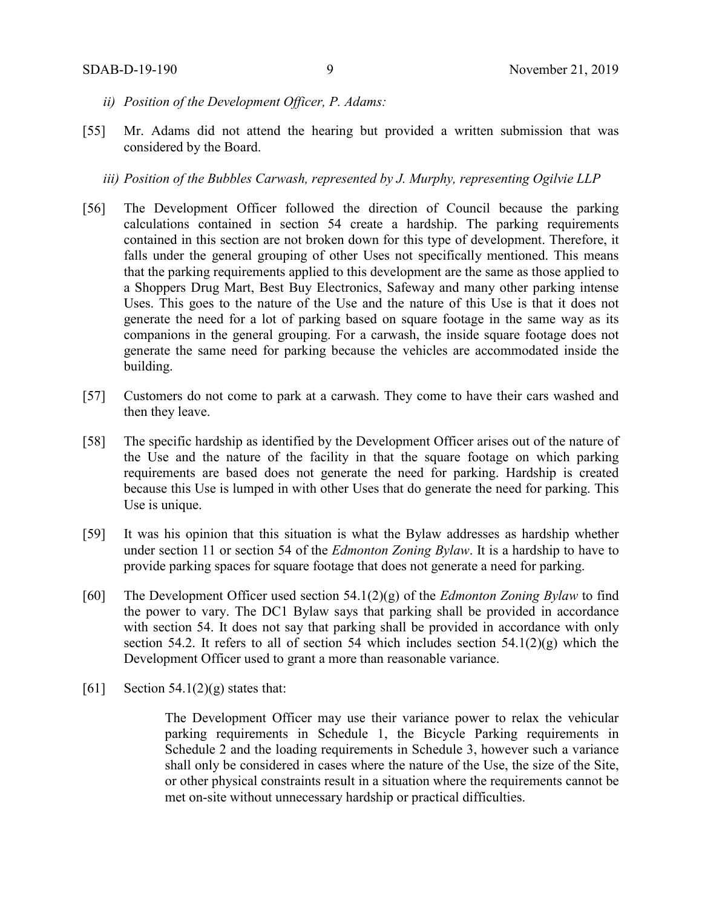*ii) Position of the Development Officer, P. Adams:*

[55] Mr. Adams did not attend the hearing but provided a written submission that was considered by the Board.

*iii) Position of the Bubbles Carwash, represented by J. Murphy, representing Ogilvie LLP*

[56] The Development Officer followed the direction of Council because the parking calculations contained in section 54 create a hardship. The parking requirements contained in this section are not broken down for this type of development. Therefore, it falls under the general grouping of other Uses not specifically mentioned. This means that the parking requirements applied to this development are the same as those applied to a Shoppers Drug Mart, Best Buy Electronics, Safeway and many other parking intense Uses. This goes to the nature of the Use and the nature of this Use is that it does not generate the need for a lot of parking based on square footage in the same way as its companions in the general grouping. For a carwash, the inside square footage does not generate the same need for parking because the vehicles are accommodated inside the building.

[57] Customers do not come to park at a carwash. They come to have their cars washed and then they leave.

[58] The specific hardship as identified by the Development Officer arises out of the nature of the Use and the nature of the facility in that the square footage on which parking requirements are based does not generate the need for parking. Hardship is created because this Use is lumped in with other Uses that do generate the need for parking. This Use is unique.

[59] It was his opinion that this situation is what the Bylaw addresses as hardship whether under section 11 or section 54 of the *Edmonton Zoning Bylaw*. It is a hardship to have to provide parking spaces for square footage that does not generate a need for parking.

[60] The Development Officer used section 54.1(2)(g) of the *Edmonton Zoning Bylaw* to find the power to vary. The DC1 Bylaw says that parking shall be provided in accordance with section 54. It does not say that parking shall be provided in accordance with only section 54.2. It refers to all of section 54 which includes section 54.1(2)(g) which the Development Officer used to grant a more than reasonable variance.

[61] Section 54.1(2)(g) states that:

> The Development Officer may use their variance power to relax the vehicular parking requirements in Schedule 1, the Bicycle Parking requirements in Schedule 2 and the loading requirements in Schedule 3, however such a variance shall only be considered in cases where the nature of the Use, the size of the Site, or other physical constraints result in a situation where the requirements cannot be met on-site without unnecessary hardship or practical difficulties.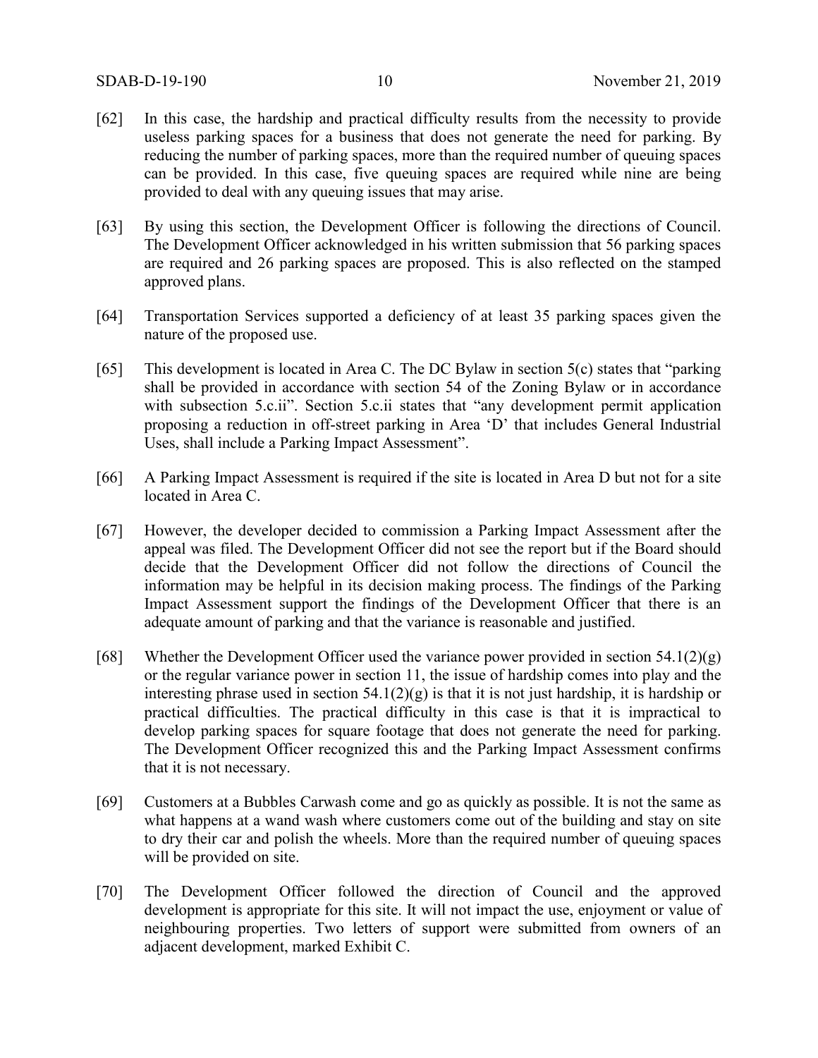[62] In this case, the hardship and practical difficulty results from the necessity to provide useless parking spaces for a business that does not generate the need for parking. By reducing the number of parking spaces, more than the required number of queuing spaces can be provided. In this case, five queuing spaces are required while nine are being provided to deal with any queuing issues that may arise.

[63] By using this section, the Development Officer is following the directions of Council. The Development Officer acknowledged in his written submission that 56 parking spaces are required and 26 parking spaces are proposed. This is also reflected on the stamped approved plans.

[64] Transportation Services supported a deficiency of at least 35 parking spaces given the nature of the proposed use.

[65] This development is located in Area C. The DC Bylaw in section 5(c) states that "parking shall be provided in accordance with section 54 of the Zoning Bylaw or in accordance with subsection 5.c.ii". Section 5.c.ii states that "any development permit application proposing a reduction in off-street parking in Area 'D' that includes General Industrial Uses, shall include a Parking Impact Assessment".

[66] A Parking Impact Assessment is required if the site is located in Area D but not for a site located in Area C.

[67] However, the developer decided to commission a Parking Impact Assessment after the appeal was filed. The Development Officer did not see the report but if the Board should decide that the Development Officer did not follow the directions of Council the information may be helpful in its decision making process. The findings of the Parking Impact Assessment support the findings of the Development Officer that there is an adequate amount of parking and that the variance is reasonable and justified.

[68] Whether the Development Officer used the variance power provided in section 54.1(2)(g) or the regular variance power in section 11, the issue of hardship comes into play and the interesting phrase used in section 54.1(2)(g) is that it is not just hardship, it is hardship or practical difficulties. The practical difficulty in this case is that it is impractical to develop parking spaces for square footage that does not generate the need for parking. The Development Officer recognized this and the Parking Impact Assessment confirms that it is not necessary.

[69] Customers at a Bubbles Carwash come and go as quickly as possible. It is not the same as what happens at a wand wash where customers come out of the building and stay on site to dry their car and polish the wheels. More than the required number of queuing spaces will be provided on site.

[70] The Development Officer followed the direction of Council and the approved development is appropriate for this site. It will not impact the use, enjoyment or value of neighbouring properties. Two letters of support were submitted from owners of an adjacent development, marked Exhibit C.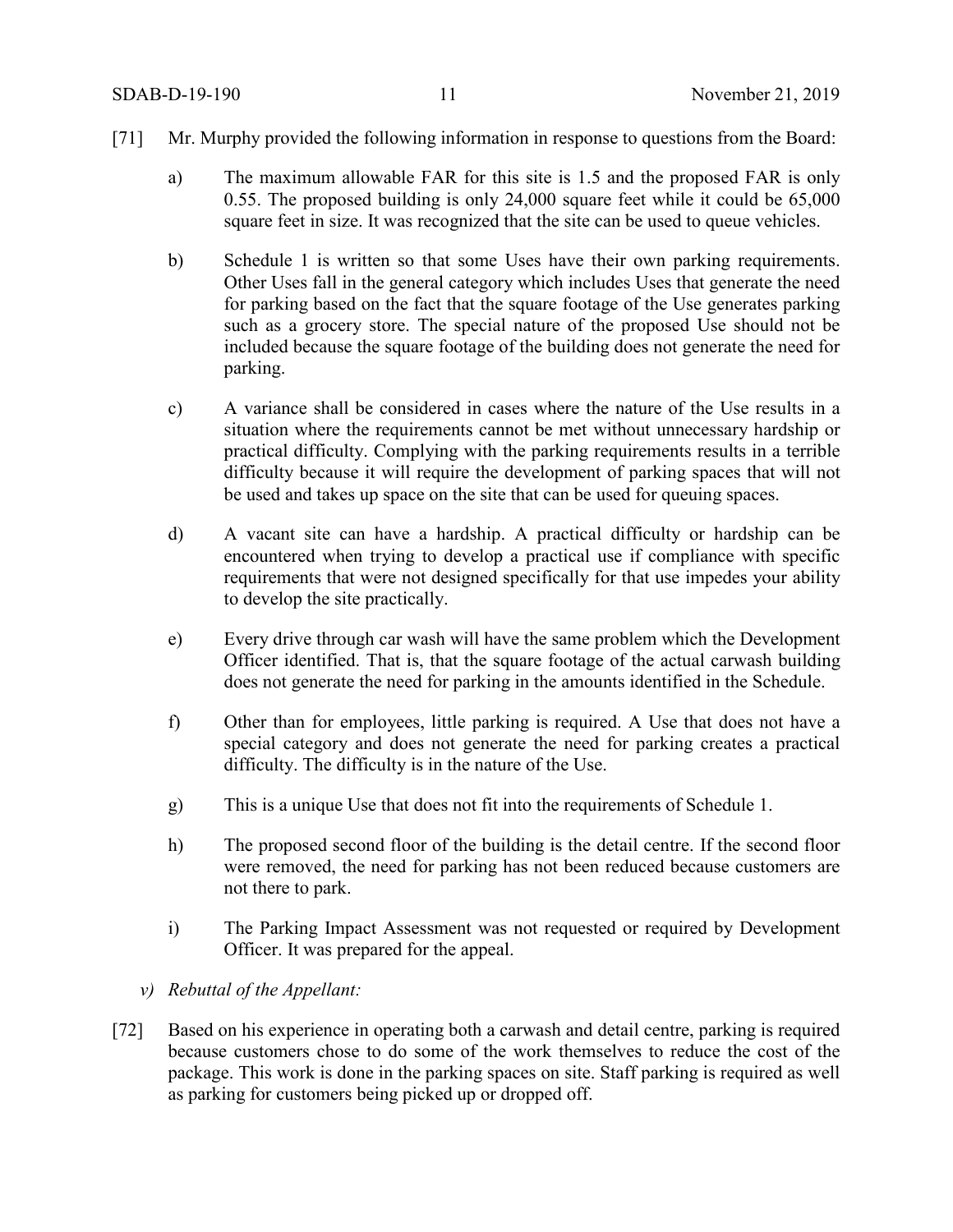[71] Mr. Murphy provided the following information in response to questions from the Board:

a) The maximum allowable FAR for this site is 1.5 and the proposed FAR is only 0.55. The proposed building is only 24,000 square feet while it could be 65,000 square feet in size. It was recognized that the site can be used to queue vehicles.

b) Schedule 1 is written so that some Uses have their own parking requirements. Other Uses fall in the general category which includes Uses that generate the need for parking based on the fact that the square footage of the Use generates parking such as a grocery store. The special nature of the proposed Use should not be included because the square footage of the building does not generate the need for parking.

c) A variance shall be considered in cases where the nature of the Use results in a situation where the requirements cannot be met without unnecessary hardship or practical difficulty. Complying with the parking requirements results in a terrible difficulty because it will require the development of parking spaces that will not be used and takes up space on the site that can be used for queuing spaces.

d) A vacant site can have a hardship. A practical difficulty or hardship can be encountered when trying to develop a practical use if compliance with specific requirements that were not designed specifically for that use impedes your ability to develop the site practically.

e) Every drive through car wash will have the same problem which the Development Officer identified. That is, that the square footage of the actual carwash building does not generate the need for parking in the amounts identified in the Schedule.

f) Other than for employees, little parking is required. A Use that does not have a special category and does not generate the need for parking creates a practical difficulty. The difficulty is in the nature of the Use.

g) This is a unique Use that does not fit into the requirements of Schedule 1.

h) The proposed second floor of the building is the detail centre. If the second floor were removed, the need for parking has not been reduced because customers are not there to park.

i) The Parking Impact Assessment was not requested or required by Development Officer. It was prepared for the appeal.

*v) Rebuttal of the Appellant:*

[72] Based on his experience in operating both a carwash and detail centre, parking is required because customers chose to do some of the work themselves to reduce the cost of the package. This work is done in the parking spaces on site. Staff parking is required as well as parking for customers being picked up or dropped off.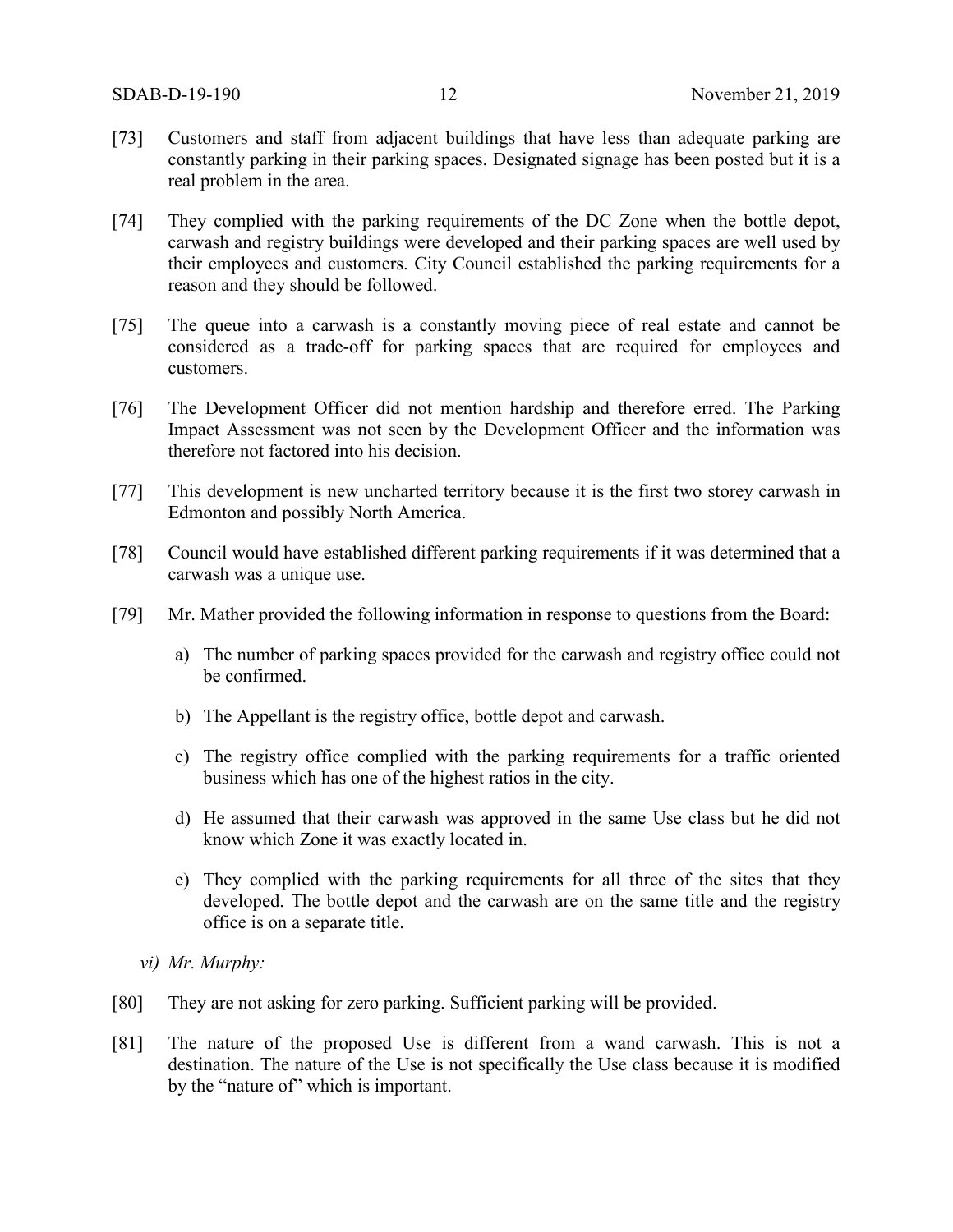[73] Customers and staff from adjacent buildings that have less than adequate parking are constantly parking in their parking spaces. Designated signage has been posted but it is a real problem in the area.

[74] They complied with the parking requirements of the DC Zone when the bottle depot, carwash and registry buildings were developed and their parking spaces are well used by their employees and customers. City Council established the parking requirements for a reason and they should be followed.

[75] The queue into a carwash is a constantly moving piece of real estate and cannot be considered as a trade-off for parking spaces that are required for employees and customers.

[76] The Development Officer did not mention hardship and therefore erred. The Parking Impact Assessment was not seen by the Development Officer and the information was therefore not factored into his decision.

[77] This development is new uncharted territory because it is the first two storey carwash in Edmonton and possibly North America.

[78] Council would have established different parking requirements if it was determined that a carwash was a unique use.

[79] Mr. Mather provided the following information in response to questions from the Board:

a) The number of parking spaces provided for the carwash and registry office could not be confirmed.

b) The Appellant is the registry office, bottle depot and carwash.

c) The registry office complied with the parking requirements for a traffic oriented business which has one of the highest ratios in the city.

d) He assumed that their carwash was approved in the same Use class but he did not know which Zone it was exactly located in.

e) They complied with the parking requirements for all three of the sites that they developed. The bottle depot and the carwash are on the same title and the registry office is on a separate title.

*vi) Mr. Murphy:*

[80] They are not asking for zero parking. Sufficient parking will be provided.

[81] The nature of the proposed Use is different from a wand carwash. This is not a destination. The nature of the Use is not specifically the Use class because it is modified by the "nature of" which is important.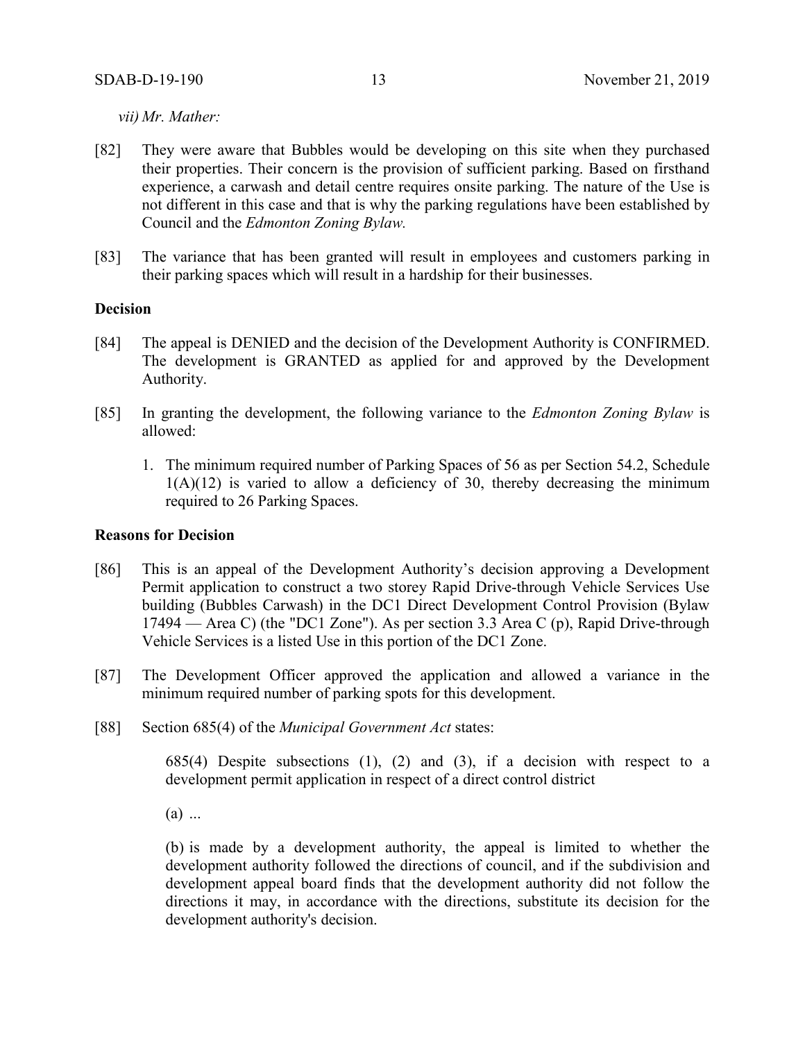*vii) Mr. Mather:*

[82] They were aware that Bubbles would be developing on this site when they purchased their properties. Their concern is the provision of sufficient parking. Based on firsthand experience, a carwash and detail centre requires onsite parking. The nature of the Use is not different in this case and that is why the parking regulations have been established by Council and the *Edmonton Zoning Bylaw.*

[83] The variance that has been granted will result in employees and customers parking in their parking spaces which will result in a hardship for their businesses.

**Decision**

[84] The appeal is DENIED and the decision of the Development Authority is CONFIRMED. The development is GRANTED as applied for and approved by the Development Authority.

[85] In granting the development, the following variance to the *Edmonton Zoning Bylaw* is allowed:

1. The minimum required number of Parking Spaces of 56 as per Section 54.2, Schedule 1(A)(12) is varied to allow a deficiency of 30, thereby decreasing the minimum required to 26 Parking Spaces.

**Reasons for Decision**

[86] This is an appeal of the Development Authority's decision approving a Development Permit application to construct a two storey Rapid Drive-through Vehicle Services Use building (Bubbles Carwash) in the DC1 Direct Development Control Provision (Bylaw 17494 — Area C) (the "DC1 Zone"). As per section 3.3 Area C (p), Rapid Drive-through Vehicle Services is a listed Use in this portion of the DC1 Zone.

[87] The Development Officer approved the application and allowed a variance in the minimum required number of parking spots for this development.

[88] Section 685(4) of the *Municipal Government Act* states:

> 685(4) Despite subsections (1), (2) and (3), if a decision with respect to a development permit application in respect of a direct control district
>
> (a) ...
>
> (b) is made by a development authority, the appeal is limited to whether the development authority followed the directions of council, and if the subdivision and development appeal board finds that the development authority did not follow the directions it may, in accordance with the directions, substitute its decision for the development authority's decision.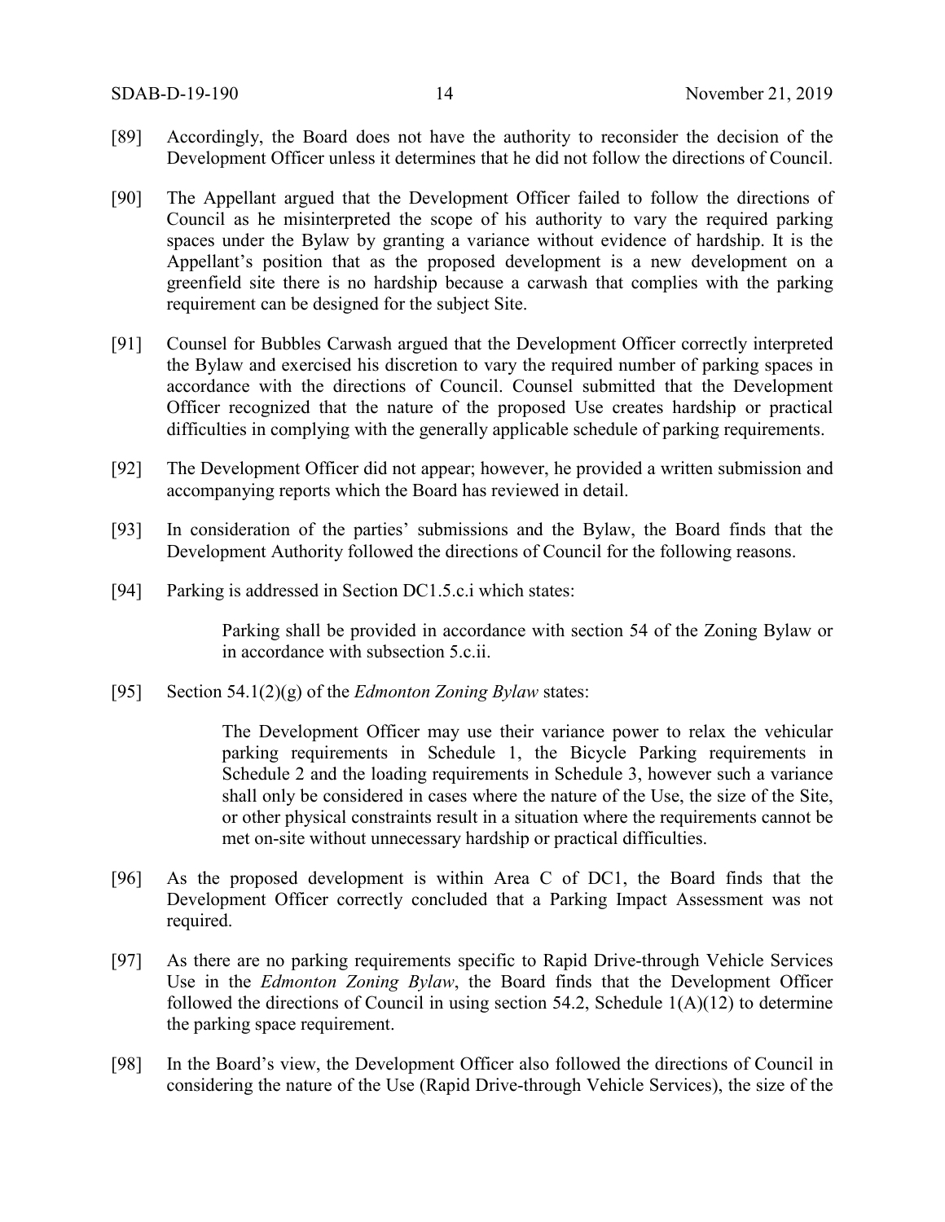[89] Accordingly, the Board does not have the authority to reconsider the decision of the Development Officer unless it determines that he did not follow the directions of Council.

[90] The Appellant argued that the Development Officer failed to follow the directions of Council as he misinterpreted the scope of his authority to vary the required parking spaces under the Bylaw by granting a variance without evidence of hardship. It is the Appellant's position that as the proposed development is a new development on a greenfield site there is no hardship because a carwash that complies with the parking requirement can be designed for the subject Site.

[91] Counsel for Bubbles Carwash argued that the Development Officer correctly interpreted the Bylaw and exercised his discretion to vary the required number of parking spaces in accordance with the directions of Council. Counsel submitted that the Development Officer recognized that the nature of the proposed Use creates hardship or practical difficulties in complying with the generally applicable schedule of parking requirements.

[92] The Development Officer did not appear; however, he provided a written submission and accompanying reports which the Board has reviewed in detail.

[93] In consideration of the parties' submissions and the Bylaw, the Board finds that the Development Authority followed the directions of Council for the following reasons.

[94] Parking is addressed in Section DC1.5.c.i which states:

> Parking shall be provided in accordance with section 54 of the Zoning Bylaw or in accordance with subsection 5.c.ii.

[95] Section 54.1(2)(g) of the *Edmonton Zoning Bylaw* states:

> The Development Officer may use their variance power to relax the vehicular parking requirements in Schedule 1, the Bicycle Parking requirements in Schedule 2 and the loading requirements in Schedule 3, however such a variance shall only be considered in cases where the nature of the Use, the size of the Site, or other physical constraints result in a situation where the requirements cannot be met on-site without unnecessary hardship or practical difficulties.

[96] As the proposed development is within Area C of DC1, the Board finds that the Development Officer correctly concluded that a Parking Impact Assessment was not required.

[97] As there are no parking requirements specific to Rapid Drive-through Vehicle Services Use in the *Edmonton Zoning Bylaw*, the Board finds that the Development Officer followed the directions of Council in using section 54.2, Schedule 1(A)(12) to determine the parking space requirement.

[98] In the Board's view, the Development Officer also followed the directions of Council in considering the nature of the Use (Rapid Drive-through Vehicle Services), the size of the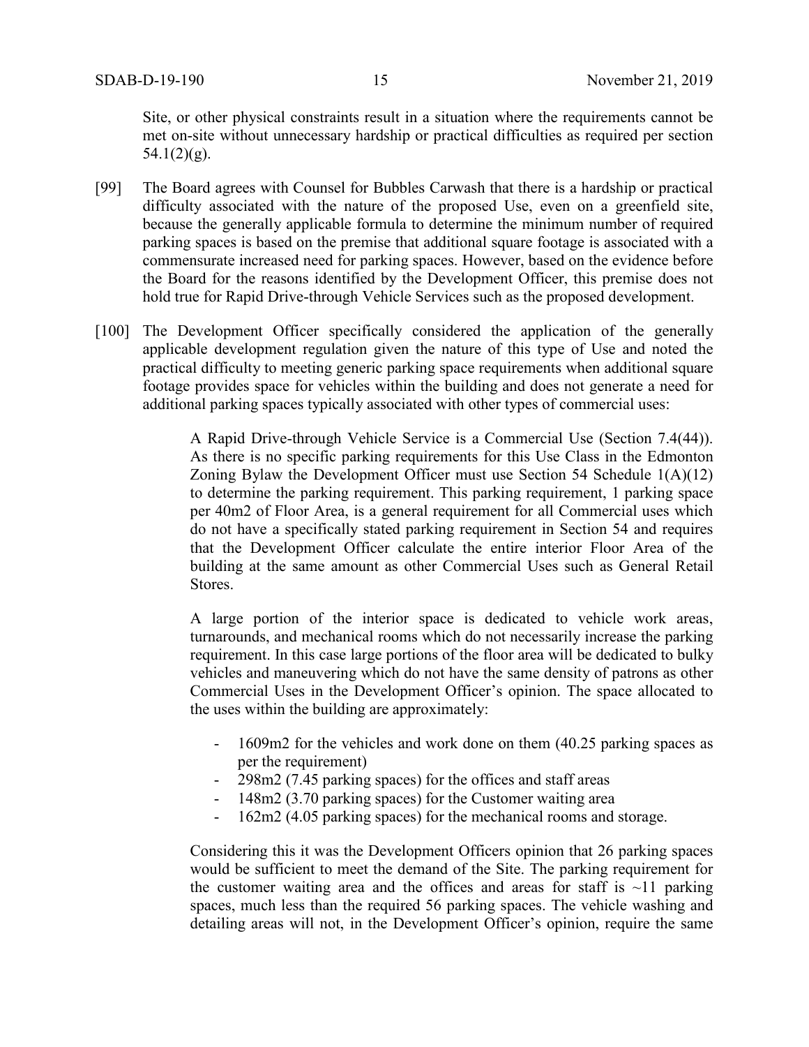Site, or other physical constraints result in a situation where the requirements cannot be met on-site without unnecessary hardship or practical difficulties as required per section 54.1(2)(g).

[99] The Board agrees with Counsel for Bubbles Carwash that there is a hardship or practical difficulty associated with the nature of the proposed Use, even on a greenfield site, because the generally applicable formula to determine the minimum number of required parking spaces is based on the premise that additional square footage is associated with a commensurate increased need for parking spaces. However, based on the evidence before the Board for the reasons identified by the Development Officer, this premise does not hold true for Rapid Drive-through Vehicle Services such as the proposed development.

[100] The Development Officer specifically considered the application of the generally applicable development regulation given the nature of this type of Use and noted the practical difficulty to meeting generic parking space requirements when additional square footage provides space for vehicles within the building and does not generate a need for additional parking spaces typically associated with other types of commercial uses:

> A Rapid Drive-through Vehicle Service is a Commercial Use (Section 7.4(44)). As there is no specific parking requirements for this Use Class in the Edmonton Zoning Bylaw the Development Officer must use Section 54 Schedule 1(A)(12) to determine the parking requirement. This parking requirement, 1 parking space per 40m2 of Floor Area, is a general requirement for all Commercial uses which do not have a specifically stated parking requirement in Section 54 and requires that the Development Officer calculate the entire interior Floor Area of the building at the same amount as other Commercial Uses such as General Retail Stores.
>
> A large portion of the interior space is dedicated to vehicle work areas, turnarounds, and mechanical rooms which do not necessarily increase the parking requirement. In this case large portions of the floor area will be dedicated to bulky vehicles and maneuvering which do not have the same density of patrons as other Commercial Uses in the Development Officer's opinion. The space allocated to the uses within the building are approximately:
>
> - 1609m2 for the vehicles and work done on them (40.25 parking spaces as per the requirement)
> - 298m2 (7.45 parking spaces) for the offices and staff areas
> - 148m2 (3.70 parking spaces) for the Customer waiting area
> - 162m2 (4.05 parking spaces) for the mechanical rooms and storage.
>
> Considering this it was the Development Officers opinion that 26 parking spaces would be sufficient to meet the demand of the Site. The parking requirement for the customer waiting area and the offices and areas for staff is ~11 parking spaces, much less than the required 56 parking spaces. The vehicle washing and detailing areas will not, in the Development Officer's opinion, require the same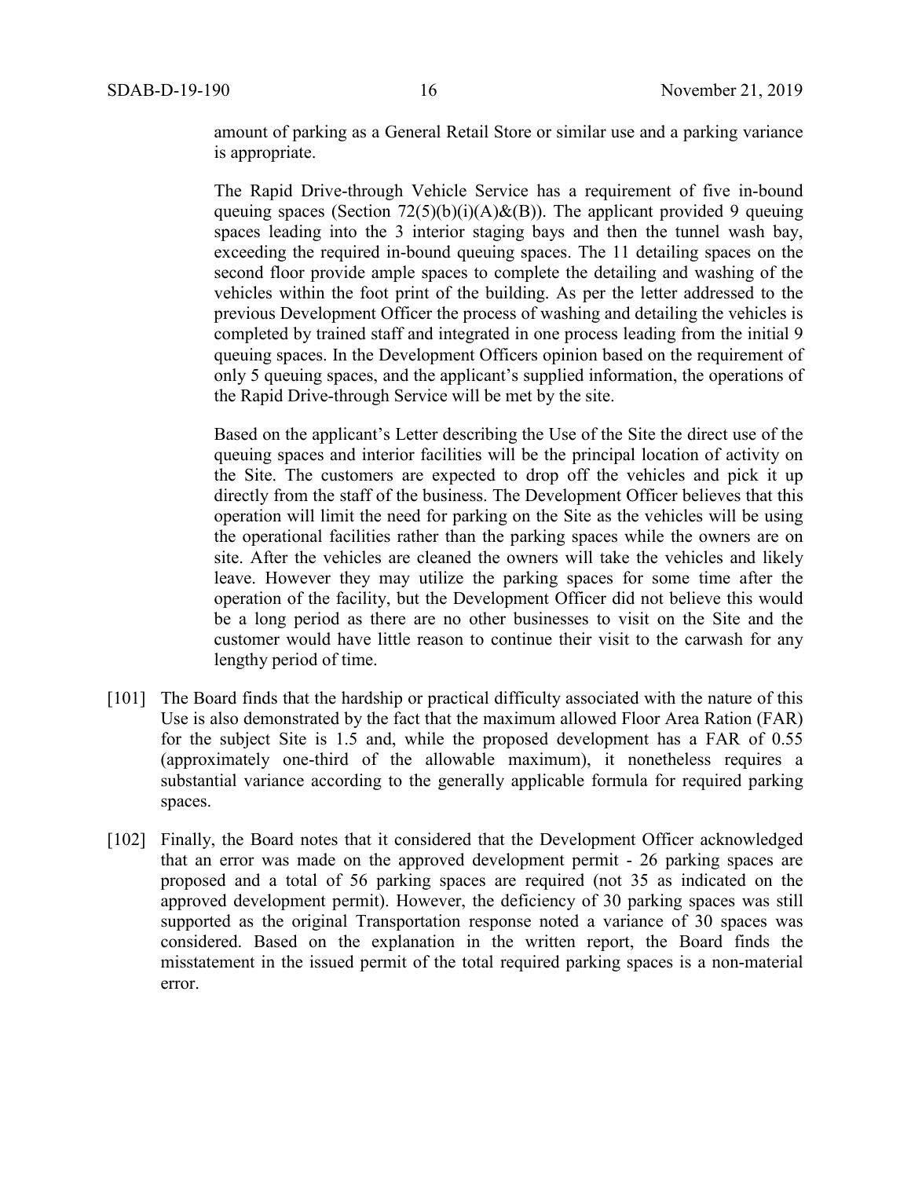amount of parking as a General Retail Store or similar use and a parking variance is appropriate.

> The Rapid Drive-through Vehicle Service has a requirement of five in-bound queuing spaces (Section 72(5)(b)(i)(A)&(B)). The applicant provided 9 queuing spaces leading into the 3 interior staging bays and then the tunnel wash bay, exceeding the required in-bound queuing spaces. The 11 detailing spaces on the second floor provide ample spaces to complete the detailing and washing of the vehicles within the foot print of the building. As per the letter addressed to the previous Development Officer the process of washing and detailing the vehicles is completed by trained staff and integrated in one process leading from the initial 9 queuing spaces. In the Development Officers opinion based on the requirement of only 5 queuing spaces, and the applicant's supplied information, the operations of the Rapid Drive-through Service will be met by the site.
>
> Based on the applicant's Letter describing the Use of the Site the direct use of the queuing spaces and interior facilities will be the principal location of activity on the Site. The customers are expected to drop off the vehicles and pick it up directly from the staff of the business. The Development Officer believes that this operation will limit the need for parking on the Site as the vehicles will be using the operational facilities rather than the parking spaces while the owners are on site. After the vehicles are cleaned the owners will take the vehicles and likely leave. However they may utilize the parking spaces for some time after the operation of the facility, but the Development Officer did not believe this would be a long period as there are no other businesses to visit on the Site and the customer would have little reason to continue their visit to the carwash for any lengthy period of time.

[101] The Board finds that the hardship or practical difficulty associated with the nature of this Use is also demonstrated by the fact that the maximum allowed Floor Area Ration (FAR) for the subject Site is 1.5 and, while the proposed development has a FAR of 0.55 (approximately one-third of the allowable maximum), it nonetheless requires a substantial variance according to the generally applicable formula for required parking spaces.

[102] Finally, the Board notes that it considered that the Development Officer acknowledged that an error was made on the approved development permit - 26 parking spaces are proposed and a total of 56 parking spaces are required (not 35 as indicated on the approved development permit). However, the deficiency of 30 parking spaces was still supported as the original Transportation response noted a variance of 30 spaces was considered. Based on the explanation in the written report, the Board finds the misstatement in the issued permit of the total required parking spaces is a non-material error.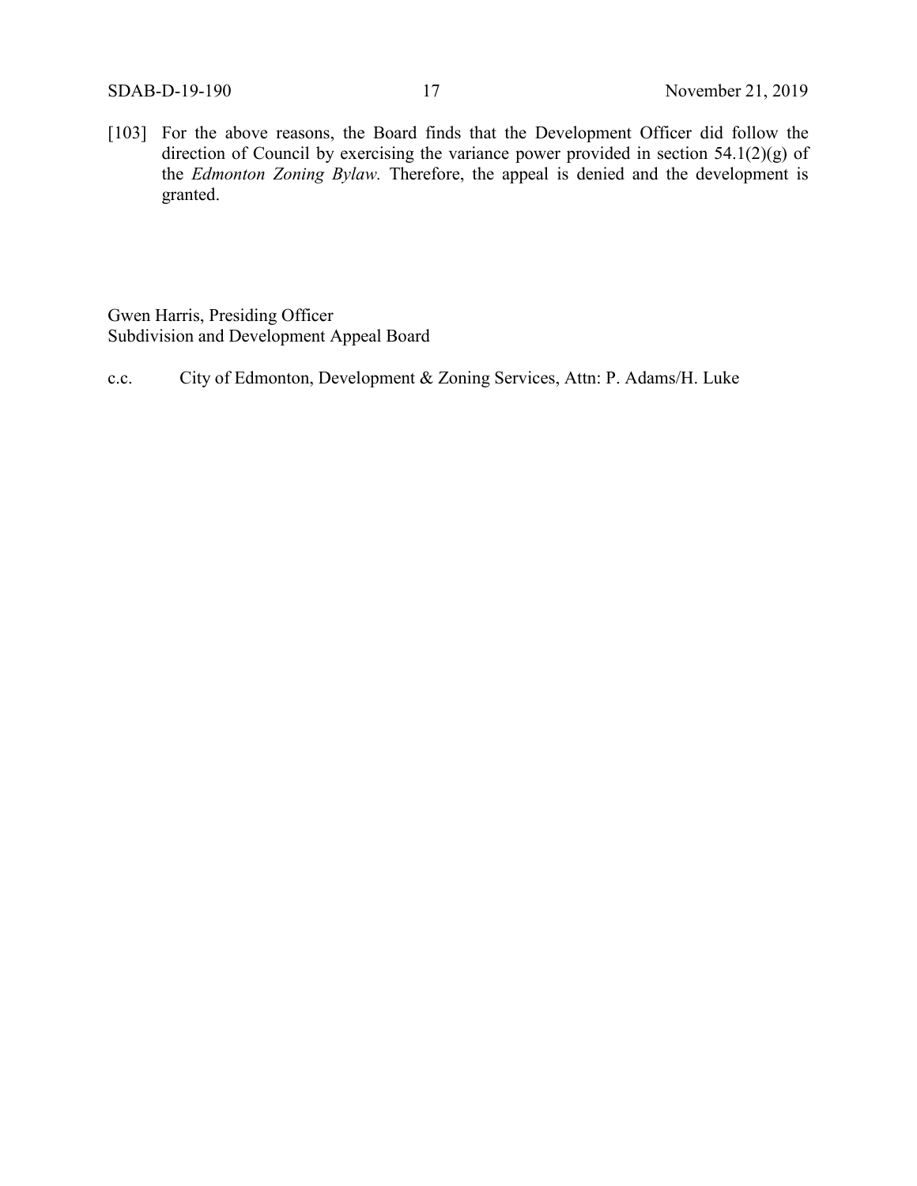[103] For the above reasons, the Board finds that the Development Officer did follow the direction of Council by exercising the variance power provided in section 54.1(2)(g) of the *Edmonton Zoning Bylaw.* Therefore, the appeal is denied and the development is granted.

Gwen Harris, Presiding Officer
Subdivision and Development Appeal Board

c.c. City of Edmonton, Development & Zoning Services, Attn: P. Adams/H. Luke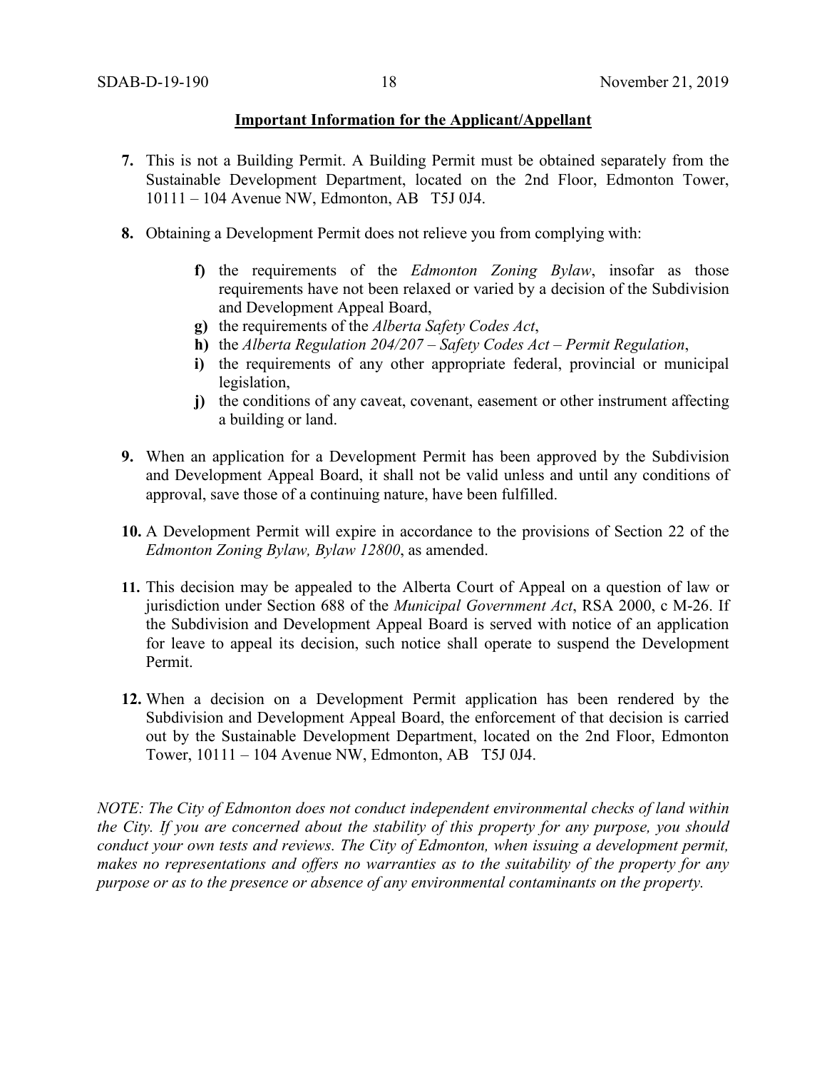**Important Information for the Applicant/Appellant**

**7.** This is not a Building Permit. A Building Permit must be obtained separately from the Sustainable Development Department, located on the 2nd Floor, Edmonton Tower, 10111 – 104 Avenue NW, Edmonton, AB T5J 0J4.

**8.** Obtaining a Development Permit does not relieve you from complying with:

> **f)** the requirements of the *Edmonton Zoning Bylaw*, insofar as those requirements have not been relaxed or varied by a decision of the Subdivision and Development Appeal Board,
>
> **g)** the requirements of the *Alberta Safety Codes Act*,
>
> **h)** the *Alberta Regulation 204/207 – Safety Codes Act – Permit Regulation*,
>
> **i)** the requirements of any other appropriate federal, provincial or municipal legislation,
>
> **j)** the conditions of any caveat, covenant, easement or other instrument affecting a building or land.

**9.** When an application for a Development Permit has been approved by the Subdivision and Development Appeal Board, it shall not be valid unless and until any conditions of approval, save those of a continuing nature, have been fulfilled.

**10.** A Development Permit will expire in accordance to the provisions of Section 22 of the *Edmonton Zoning Bylaw, Bylaw 12800*, as amended.

**11.** This decision may be appealed to the Alberta Court of Appeal on a question of law or jurisdiction under Section 688 of the *Municipal Government Act*, RSA 2000, c M-26. If the Subdivision and Development Appeal Board is served with notice of an application for leave to appeal its decision, such notice shall operate to suspend the Development Permit.

**12.** When a decision on a Development Permit application has been rendered by the Subdivision and Development Appeal Board, the enforcement of that decision is carried out by the Sustainable Development Department, located on the 2nd Floor, Edmonton Tower, 10111 – 104 Avenue NW, Edmonton, AB T5J 0J4.

*NOTE: The City of Edmonton does not conduct independent environmental checks of land within the City. If you are concerned about the stability of this property for any purpose, you should conduct your own tests and reviews. The City of Edmonton, when issuing a development permit, makes no representations and offers no warranties as to the suitability of the property for any purpose or as to the presence or absence of any environmental contaminants on the property.*